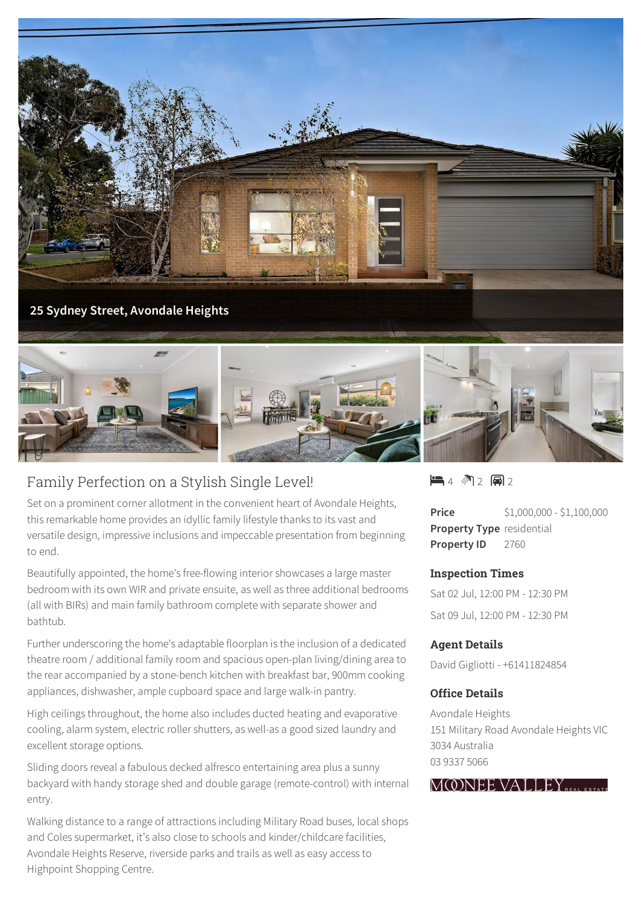25 Sydney Street, Avondale Heights

# Family Perfection on a Stylish Single Level!

Set on a prominent corner allotment in the convenient heart of Avondale Heights, this remarkable home provides an idyllic family lifestyle thanks to its vast and versatile design, impressive inclusions and impeccable presentation from beginning to end.

Beautifully appointed, the home's free-flowing interior showcases a large master bedroom with its own WIR and private ensuite, as well as three additional bedrooms (all with BIRs) and main family bathroom complete with separate shower and bathtub.

Further underscoring the home's adaptable floorplan is the inclusion of a dedicated theatre room / additional family room and spacious open-plan living/dining area to the rear accompanied by a stone-bench kitchen with breakfast bar, 900mm cooking appliances, dishwasher, ample cupboard space and large walk-in pantry.

High ceilings throughout, the home also includes ducted heating and evaporative cooling, alarm system, electric roller shutters, as well-as a good sized laundry and excellent storage options.

Sliding doors reveal a fabulous decked alfresco entertaining area plus a sunny backyard with handy storage shed and double garage (remote-control) with internal entry.

Walking distance to a range of attractions including Military Road buses, local shops and Coles supermarket, it's also close to schools and kinder/childcare facilities, Avondale Heights Reserve, riverside parks and trails as well as easy access to Highpoint Shopping Centre.

4 2 2

| | |
|---|---|
| **Price** | $1,000,000 - $1,100,000 |
| **Property Type** | residential |
| **Property ID** | 2760 |

### Inspection Times

Sat 02 Jul, 12:00 PM - 12:30 PM

Sat 09 Jul, 12:00 PM - 12:30 PM

### Agent Details

David Gigliotti - +61411824854

### Office Details

Avondale Heights
151 Military Road Avondale Heights VIC 3034 Australia
03 9337 5066

MOONEE VALLEY REAL ESTATE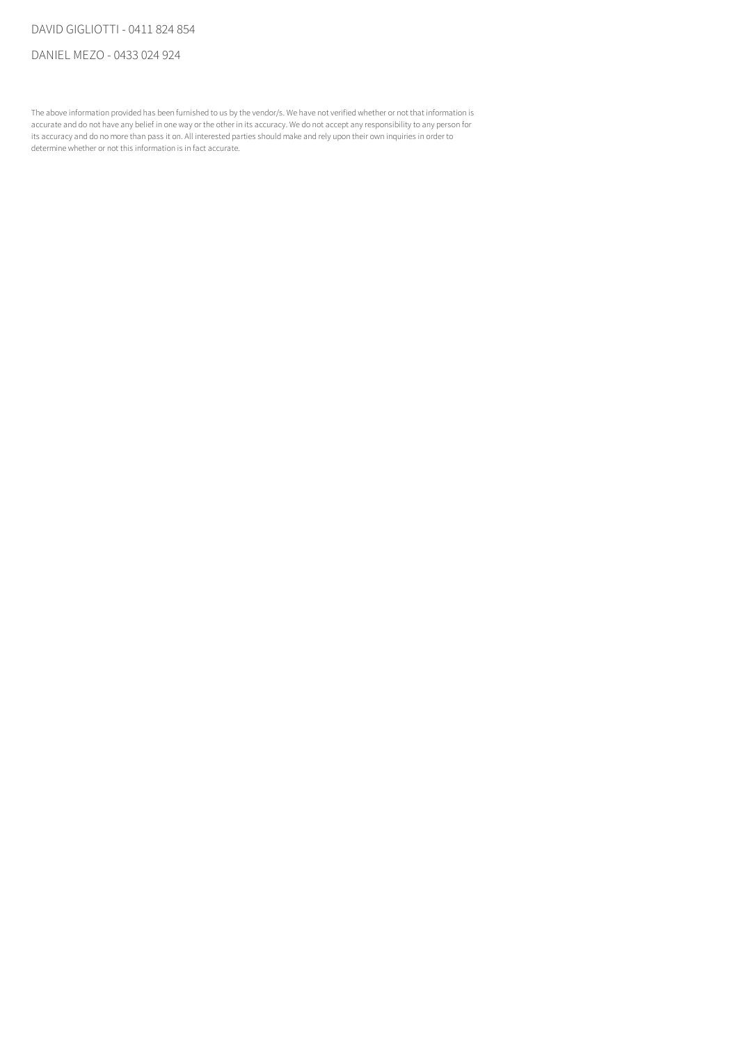DAVID GIGLIOTTI - 0411 824 854

DANIEL MEZO - 0433 024 924

The above information provided has been furnished to us by the vendor/s. We have not verified whether or not that information is accurate and do not have any belief in one way or the other in its accuracy. We do not accept any responsibility to any person for its accuracy and do no more than pass it on. All interested parties should make and rely upon their own inquiries in order to determine whether or not this information is in fact accurate.